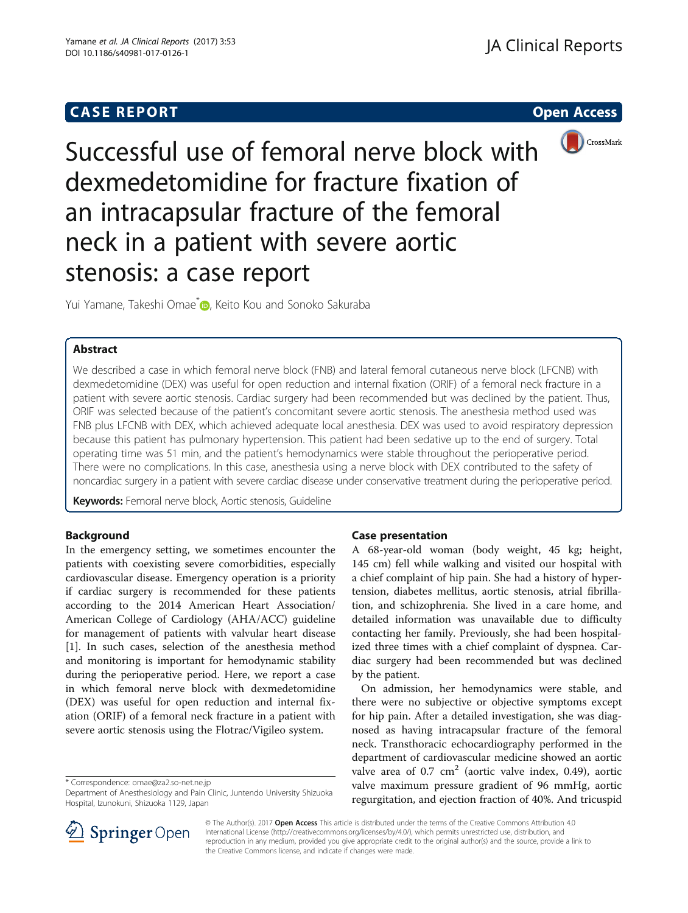CASE REPORT

Open Access

# Successful use of femoral nerve block with dexmedetomidine for fracture fixation of an intracapsular fracture of the femoral neck in a patient with severe aortic stenosis: a case report

Yui Yamane, Takeshi Omae*, Keito Kou and Sonoko Sakuraba

## Abstract

We described a case in which femoral nerve block (FNB) and lateral femoral cutaneous nerve block (LFCNB) with dexmedetomidine (DEX) was useful for open reduction and internal fixation (ORIF) of a femoral neck fracture in a patient with severe aortic stenosis. Cardiac surgery had been recommended but was declined by the patient. Thus, ORIF was selected because of the patient's concomitant severe aortic stenosis. The anesthesia method used was FNB plus LFCNB with DEX, which achieved adequate local anesthesia. DEX was used to avoid respiratory depression because this patient has pulmonary hypertension. This patient had been sedative up to the end of surgery. Total operating time was 51 min, and the patient's hemodynamics were stable throughout the perioperative period. There were no complications. In this case, anesthesia using a nerve block with DEX contributed to the safety of noncardiac surgery in a patient with severe cardiac disease under conservative treatment during the perioperative period.

**Keywords:** Femoral nerve block, Aortic stenosis, Guideline

## Background

In the emergency setting, we sometimes encounter the patients with coexisting severe comorbidities, especially cardiovascular disease. Emergency operation is a priority if cardiac surgery is recommended for these patients according to the 2014 American Heart Association/American College of Cardiology (AHA/ACC) guideline for management of patients with valvular heart disease [1]. In such cases, selection of the anesthesia method and monitoring is important for hemodynamic stability during the perioperative period. Here, we report a case in which femoral nerve block with dexmedetomidine (DEX) was useful for open reduction and internal fixation (ORIF) of a femoral neck fracture in a patient with severe aortic stenosis using the Flotrac/Vigileo system.

## Case presentation

A 68-year-old woman (body weight, 45 kg; height, 145 cm) fell while walking and visited our hospital with a chief complaint of hip pain. She had a history of hypertension, diabetes mellitus, aortic stenosis, atrial fibrillation, and schizophrenia. She lived in a care home, and detailed information was unavailable due to difficulty contacting her family. Previously, she had been hospitalized three times with a chief complaint of dyspnea. Cardiac surgery had been recommended but was declined by the patient.

On admission, her hemodynamics were stable, and there were no subjective or objective symptoms except for hip pain. After a detailed investigation, she was diagnosed as having intracapsular fracture of the femoral neck. Transthoracic echocardiography performed in the department of cardiovascular medicine showed an aortic valve area of 0.7 $cm^2$ (aortic valve index, 0.49), aortic valve maximum pressure gradient of 96 mmHg, aortic regurgitation, and ejection fraction of 40%. And tricuspid

\* Correspondence: omae@za2.so-net.ne.jp
Department of Anesthesiology and Pain Clinic, Juntendo University Shizuoka Hospital, Izunokuni, Shizuoka 1129, Japan

© The Author(s). 2017 **Open Access** This article is distributed under the terms of the Creative Commons Attribution 4.0 International License (http://creativecommons.org/licenses/by/4.0/), which permits unrestricted use, distribution, and reproduction in any medium, provided you give appropriate credit to the original author(s) and the source, provide a link to the Creative Commons license, and indicate if changes were made.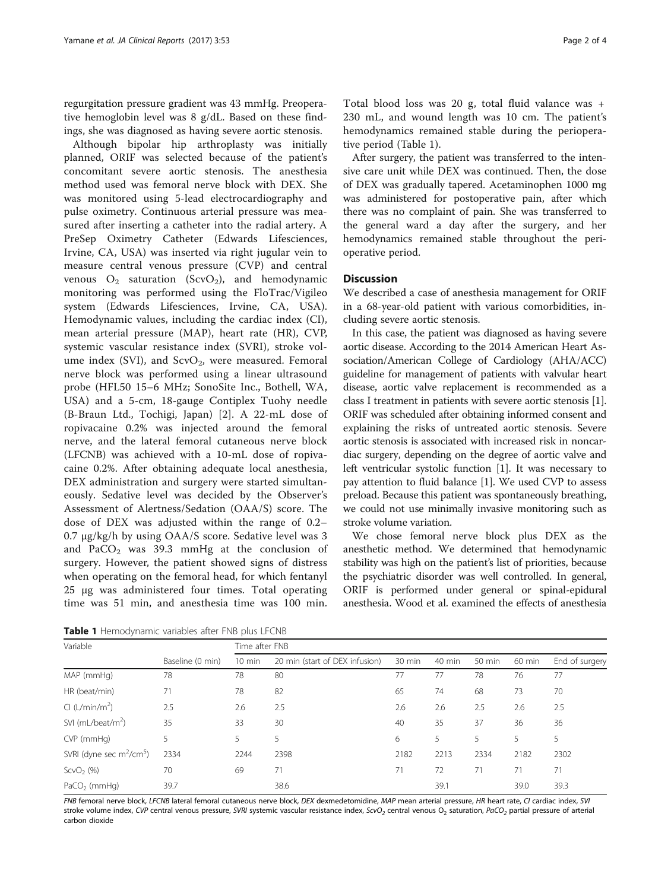regurgitation pressure gradient was 43 mmHg. Preoperative hemoglobin level was 8 g/dL. Based on these findings, she was diagnosed as having severe aortic stenosis.

Although bipolar hip arthroplasty was initially planned, ORIF was selected because of the patient's concomitant severe aortic stenosis. The anesthesia method used was femoral nerve block with DEX. She was monitored using 5-lead electrocardiography and pulse oximetry. Continuous arterial pressure was measured after inserting a catheter into the radial artery. A PreSep Oximetry Catheter (Edwards Lifesciences, Irvine, CA, USA) was inserted via right jugular vein to measure central venous pressure (CVP) and central venous $O_2$ saturation ($ScvO_2$), and hemodynamic monitoring was performed using the FloTrac/Vigileo system (Edwards Lifesciences, Irvine, CA, USA). Hemodynamic values, including the cardiac index (CI), mean arterial pressure (MAP), heart rate (HR), CVP, systemic vascular resistance index (SVRI), stroke volume index (SVI), and $ScvO_2$, were measured. Femoral nerve block was performed using a linear ultrasound probe (HFL50 15–6 MHz; SonoSite Inc., Bothell, WA, USA) and a 5-cm, 18-gauge Contiplex Tuohy needle (B-Braun Ltd., Tochigi, Japan) [2]. A 22-mL dose of ropivacaine 0.2% was injected around the femoral nerve, and the lateral femoral cutaneous nerve block (LFCNB) was achieved with a 10-mL dose of ropivacaine 0.2%. After obtaining adequate local anesthesia, DEX administration and surgery were started simultaneously. Sedative level was decided by the Observer's Assessment of Alertness/Sedation (OAA/S) score. The dose of DEX was adjusted within the range of 0.2–0.7 μg/kg/h by using OAA/S score. Sedative level was 3 and $PaCO_2$ was 39.3 mmHg at the conclusion of surgery. However, the patient showed signs of distress when operating on the femoral head, for which fentanyl 25 μg was administered four times. Total operating time was 51 min, and anesthesia time was 100 min. Total blood loss was 20 g, total fluid valance was + 230 mL, and wound length was 10 cm. The patient's hemodynamics remained stable during the perioperative period (Table 1).

After surgery, the patient was transferred to the intensive care unit while DEX was continued. Then, the dose of DEX was gradually tapered. Acetaminophen 1000 mg was administered for postoperative pain, after which there was no complaint of pain. She was transferred to the general ward a day after the surgery, and her hemodynamics remained stable throughout the perioperative period.

## Discussion

We described a case of anesthesia management for ORIF in a 68-year-old patient with various comorbidities, including severe aortic stenosis.

In this case, the patient was diagnosed as having severe aortic disease. According to the 2014 American Heart Association/American College of Cardiology (AHA/ACC) guideline for management of patients with valvular heart disease, aortic valve replacement is recommended as a class I treatment in patients with severe aortic stenosis [1]. ORIF was scheduled after obtaining informed consent and explaining the risks of untreated aortic stenosis. Severe aortic stenosis is associated with increased risk in noncardiac surgery, depending on the degree of aortic valve and left ventricular systolic function [1]. It was necessary to pay attention to fluid balance [1]. We used CVP to assess preload. Because this patient was spontaneously breathing, we could not use minimally invasive monitoring such as stroke volume variation.

We chose femoral nerve block plus DEX as the anesthetic method. We determined that hemodynamic stability was high on the patient's list of priorities, because the psychiatric disorder was well controlled. In general, ORIF is performed under general or spinal-epidural anesthesia. Wood et al. examined the effects of anesthesia

**Table 1** Hemodynamic variables after FNB plus LFCNB

| Variable | | Time after FNB | | | | | | |
|---|---|---|---|---|---|---|---|---|
| | Baseline (0 min) | 10 min | 20 min (start of DEX infusion) | 30 min | 40 min | 50 min | 60 min | End of surgery |
| MAP (mmHg) | 78 | 78 | 80 | 77 | 77 | 78 | 76 | 77 |
| HR (beat/min) | 71 | 78 | 82 | 65 | 74 | 68 | 73 | 70 |
| CI (L/min/$m^2$) | 2.5 | 2.6 | 2.5 | 2.6 | 2.6 | 2.5 | 2.6 | 2.5 |
| SVI (mL/beat/$m^2$) | 35 | 33 | 30 | 40 | 35 | 37 | 36 | 36 |
| CVP (mmHg) | 5 | 5 | 5 | 6 | 5 | 5 | 5 | 5 |
| SVRI (dyne sec $m^2$/$cm^5$) | 2334 | 2244 | 2398 | 2182 | 2213 | 2334 | 2182 | 2302 |
| $ScvO_2$ (%) | 70 | 69 | 71 | 71 | 72 | 71 | 71 | 71 |
| $PaCO_2$ (mmHg) | 39.7 | | 38.6 | | 39.1 | | 39.0 | 39.3 |

*FNB* femoral nerve block, *LFCNB* lateral femoral cutaneous nerve block, *DEX* dexmedetomidine, *MAP* mean arterial pressure, *HR* heart rate, *CI* cardiac index, *SVI* stroke volume index, *CVP* central venous pressure, *SVRI* systemic vascular resistance index, *$ScvO_2$* central venous $O_2$ saturation, *$PaCO_2$* partial pressure of arterial carbon dioxide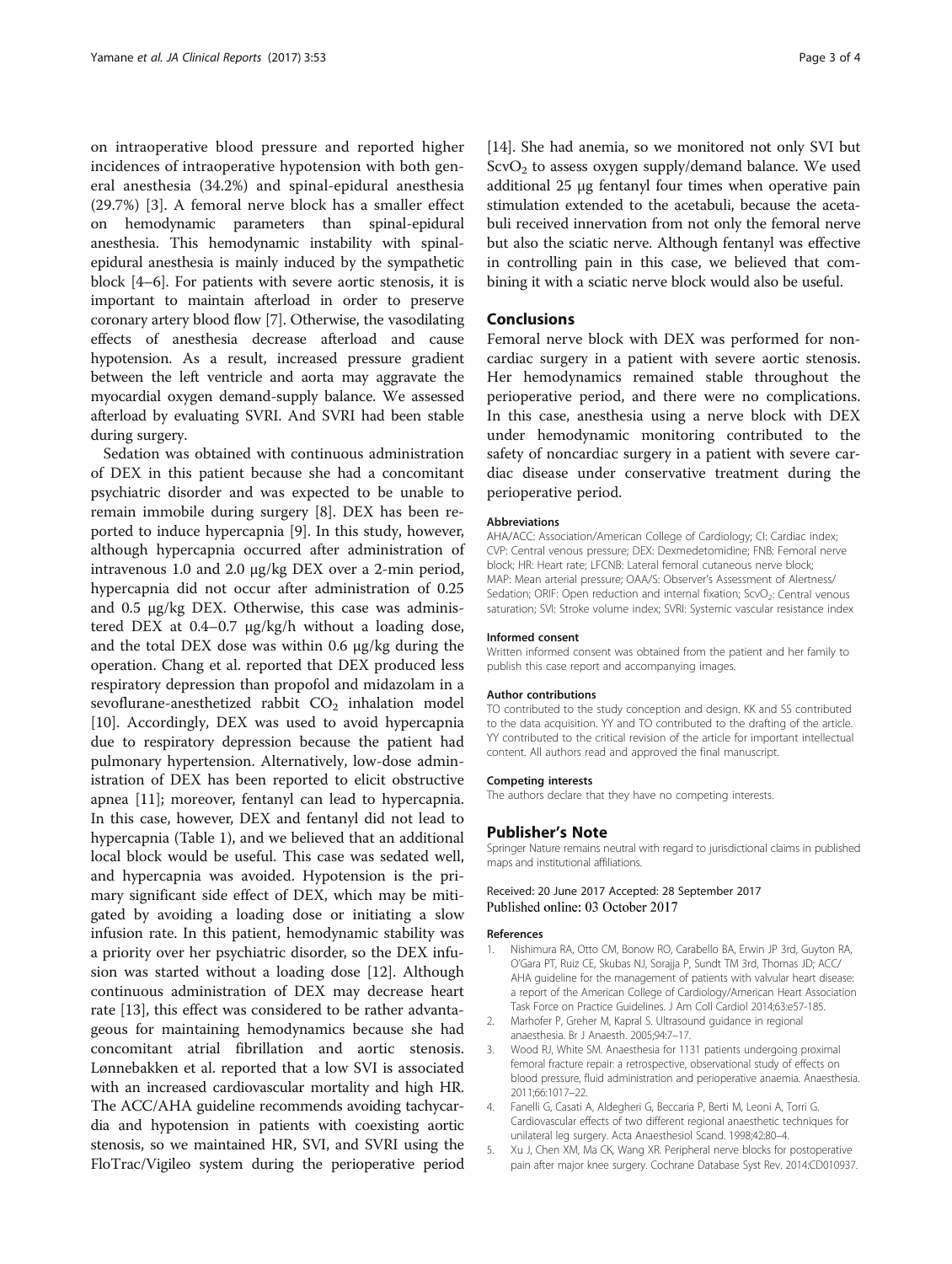on intraoperative blood pressure and reported higher incidences of intraoperative hypotension with both general anesthesia (34.2%) and spinal-epidural anesthesia (29.7%) [3]. A femoral nerve block has a smaller effect on hemodynamic parameters than spinal-epidural anesthesia. This hemodynamic instability with spinal-epidural anesthesia is mainly induced by the sympathetic block [4–6]. For patients with severe aortic stenosis, it is important to maintain afterload in order to preserve coronary artery blood flow [7]. Otherwise, the vasodilating effects of anesthesia decrease afterload and cause hypotension. As a result, increased pressure gradient between the left ventricle and aorta may aggravate the myocardial oxygen demand-supply balance. We assessed afterload by evaluating SVRI. And SVRI had been stable during surgery.

Sedation was obtained with continuous administration of DEX in this patient because she had a concomitant psychiatric disorder and was expected to be unable to remain immobile during surgery [8]. DEX has been reported to induce hypercapnia [9]. In this study, however, although hypercapnia occurred after administration of intravenous 1.0 and 2.0 μg/kg DEX over a 2-min period, hypercapnia did not occur after administration of 0.25 and 0.5 μg/kg DEX. Otherwise, this case was administered DEX at 0.4–0.7 μg/kg/h without a loading dose, and the total DEX dose was within 0.6 μg/kg during the operation. Chang et al. reported that DEX produced less respiratory depression than propofol and midazolam in a sevoflurane-anesthetized rabbit $CO_2$ inhalation model [10]. Accordingly, DEX was used to avoid hypercapnia due to respiratory depression because the patient had pulmonary hypertension. Alternatively, low-dose administration of DEX has been reported to elicit obstructive apnea [11]; moreover, fentanyl can lead to hypercapnia. In this case, however, DEX and fentanyl did not lead to hypercapnia (Table 1), and we believed that an additional local block would be useful. This case was sedated well, and hypercapnia was avoided. Hypotension is the primary significant side effect of DEX, which may be mitigated by avoiding a loading dose or initiating a slow infusion rate. In this patient, hemodynamic stability was a priority over her psychiatric disorder, so the DEX infusion was started without a loading dose [12]. Although continuous administration of DEX may decrease heart rate [13], this effect was considered to be rather advantageous for maintaining hemodynamics because she had concomitant atrial fibrillation and aortic stenosis. Lønnebakken et al. reported that a low SVI is associated with an increased cardiovascular mortality and high HR. The ACC/AHA guideline recommends avoiding tachycardia and hypotension in patients with coexisting aortic stenosis, so we maintained HR, SVI, and SVRI using the FloTrac/Vigileo system during the perioperative period [14]. She had anemia, so we monitored not only SVI but $ScvO_2$ to assess oxygen supply/demand balance. We used additional 25 μg fentanyl four times when operative pain stimulation extended to the acetabuli, because the acetabuli received innervation from not only the femoral nerve but also the sciatic nerve. Although fentanyl was effective in controlling pain in this case, we believed that combining it with a sciatic nerve block would also be useful.

## Conclusions

Femoral nerve block with DEX was performed for noncardiac surgery in a patient with severe aortic stenosis. Her hemodynamics remained stable throughout the perioperative period, and there were no complications. In this case, anesthesia using a nerve block with DEX under hemodynamic monitoring contributed to the safety of noncardiac surgery in a patient with severe cardiac disease under conservative treatment during the perioperative period.

#### Abbreviations

AHA/ACC: Association/American College of Cardiology; CI: Cardiac index; CVP: Central venous pressure; DEX: Dexmedetomidine; FNB: Femoral nerve block; HR: Heart rate; LFCNB: Lateral femoral cutaneous nerve block; MAP: Mean arterial pressure; OAA/S: Observer's Assessment of Alertness/Sedation; ORIF: Open reduction and internal fixation; $ScvO_2$: Central venous saturation; SVI: Stroke volume index; SVRI: Systemic vascular resistance index

#### Informed consent

Written informed consent was obtained from the patient and her family to publish this case report and accompanying images.

#### Author contributions

TO contributed to the study conception and design. KK and SS contributed to the data acquisition. YY and TO contributed to the drafting of the article. YY contributed to the critical revision of the article for important intellectual content. All authors read and approved the final manuscript.

#### Competing interests

The authors declare that they have no competing interests.

## Publisher's Note

Springer Nature remains neutral with regard to jurisdictional claims in published maps and institutional affiliations.

Received: 20 June 2017 Accepted: 28 September 2017
Published online: 03 October 2017

#### References

1. Nishimura RA, Otto CM, Bonow RO, Carabello BA, Erwin JP 3rd, Guyton RA, O'Gara PT, Ruiz CE, Skubas NJ, Sorajja P, Sundt TM 3rd, Thomas JD; ACC/AHA guideline for the management of patients with valvular heart disease: a report of the American College of Cardiology/American Heart Association Task Force on Practice Guidelines. J Am Coll Cardiol 2014;63:e57-185.
2. Marhofer P, Greher M, Kapral S. Ultrasound guidance in regional anaesthesia. Br J Anaesth. 2005;94:7–17.
3. Wood RJ, White SM. Anaesthesia for 1131 patients undergoing proximal femoral fracture repair: a retrospective, observational study of effects on blood pressure, fluid administration and perioperative anaemia. Anaesthesia. 2011;66:1017–22.
4. Fanelli G, Casati A, Aldegheri G, Beccaria P, Berti M, Leoni A, Torri G. Cardiovascular effects of two different regional anaesthetic techniques for unilateral leg surgery. Acta Anaesthesiol Scand. 1998;42:80–4.
5. Xu J, Chen XM, Ma CK, Wang XR. Peripheral nerve blocks for postoperative pain after major knee surgery. Cochrane Database Syst Rev. 2014:CD010937.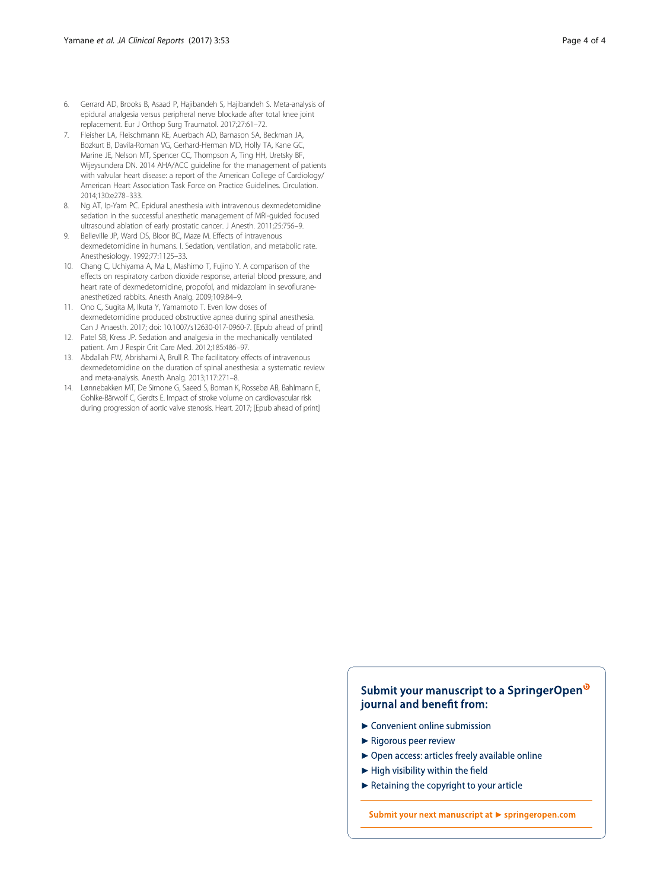6. Gerrard AD, Brooks B, Asaad P, Hajibandeh S, Hajibandeh S. Meta-analysis of epidural analgesia versus peripheral nerve blockade after total knee joint replacement. Eur J Orthop Surg Traumatol. 2017;27:61–72.
7. Fleisher LA, Fleischmann KE, Auerbach AD, Barnason SA, Beckman JA, Bozkurt B, Davila-Roman VG, Gerhard-Herman MD, Holly TA, Kane GC, Marine JE, Nelson MT, Spencer CC, Thompson A, Ting HH, Uretsky BF, Wijeysundera DN. 2014 AHA/ACC guideline for the management of patients with valvular heart disease: a report of the American College of Cardiology/ American Heart Association Task Force on Practice Guidelines. Circulation. 2014;130:e278–333.
8. Ng AT, Ip-Yam PC. Epidural anesthesia with intravenous dexmedetomidine sedation in the successful anesthetic management of MRI-guided focused ultrasound ablation of early prostatic cancer. J Anesth. 2011;25:756–9.
9. Belleville JP, Ward DS, Bloor BC, Maze M. Effects of intravenous dexmedetomidine in humans. I. Sedation, ventilation, and metabolic rate. Anesthesiology. 1992;77:1125–33.
10. Chang C, Uchiyama A, Ma L, Mashimo T, Fujino Y. A comparison of the effects on respiratory carbon dioxide response, arterial blood pressure, and heart rate of dexmedetomidine, propofol, and midazolam in sevoflurane-anesthetized rabbits. Anesth Analg. 2009;109:84–9.
11. Ono C, Sugita M, Ikuta Y, Yamamoto T. Even low doses of dexmedetomidine produced obstructive apnea during spinal anesthesia. Can J Anaesth. 2017; doi: 10.1007/s12630-017-0960-7. [Epub ahead of print]
12. Patel SB, Kress JP. Sedation and analgesia in the mechanically ventilated patient. Am J Respir Crit Care Med. 2012;185:486–97.
13. Abdallah FW, Abrishami A, Brull R. The facilitatory effects of intravenous dexmedetomidine on the duration of spinal anesthesia: a systematic review and meta-analysis. Anesth Analg. 2013;117:271–8.
14. Lønnebakken MT, De Simone G, Saeed S, Boman K, Rossebø AB, Bahlmann E, Gohlke-Bärwolf C, Gerdts E. Impact of stroke volume on cardiovascular risk during progression of aortic valve stenosis. Heart. 2017; [Epub ahead of print]

**Submit your manuscript to a SpringerOpen journal and benefit from:**

- ► Convenient online submission
- ► Rigorous peer review
- ► Open access: articles freely available online
- ► High visibility within the field
- ► Retaining the copyright to your article

**Submit your next manuscript at ► springeropen.com**